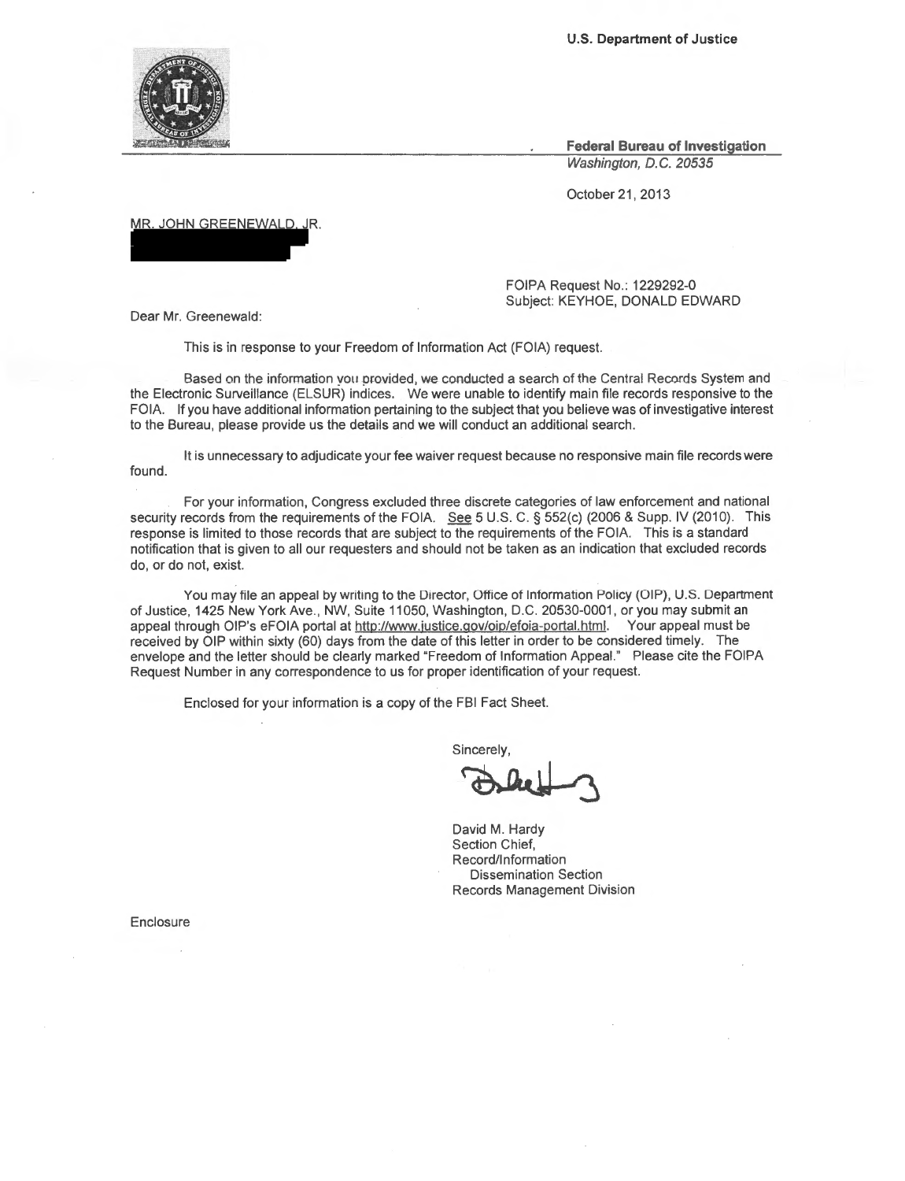U.S. Department of Justice

**Federal Bureau of Investigation**
*Washington, D.C. 20535*

October 21, 2013

MR. JOHN GREENEWALD, JR.

FOIPA Request No.: 1229292-0
Subject: KEYHOE, DONALD EDWARD

Dear Mr. Greenewald:

This is in response to your Freedom of Information Act (FOIA) request.

Based on the information you provided, we conducted a search of the Central Records System and the Electronic Surveillance (ELSUR) indices. We were unable to identify main file records responsive to the FOIA. If you have additional information pertaining to the subject that you believe was of investigative interest to the Bureau, please provide us the details and we will conduct an additional search.

It is unnecessary to adjudicate your fee waiver request because no responsive main file records were found.

For your information, Congress excluded three discrete categories of law enforcement and national security records from the requirements of the FOIA. See 5 U.S. C. § 552(c) (2006 & Supp. IV (2010). This response is limited to those records that are subject to the requirements of the FOIA. This is a standard notification that is given to all our requesters and should not be taken as an indication that excluded records do, or do not, exist.

You may file an appeal by writing to the Director, Office of Information Policy (OIP), U.S. Department of Justice, 1425 New York Ave., NW, Suite 11050, Washington, D.C. 20530-0001, or you may submit an appeal through OIP's eFOIA portal at http://www.justice.gov/oip/efoia-portal.html. Your appeal must be received by OIP within sixty (60) days from the date of this letter in order to be considered timely. The envelope and the letter should be clearly marked "Freedom of Information Appeal." Please cite the FOIPA Request Number in any correspondence to us for proper identification of your request.

Enclosed for your information is a copy of the FBI Fact Sheet.

Sincerely,

David M. Hardy
Section Chief,
Record/Information
Dissemination Section
Records Management Division

Enclosure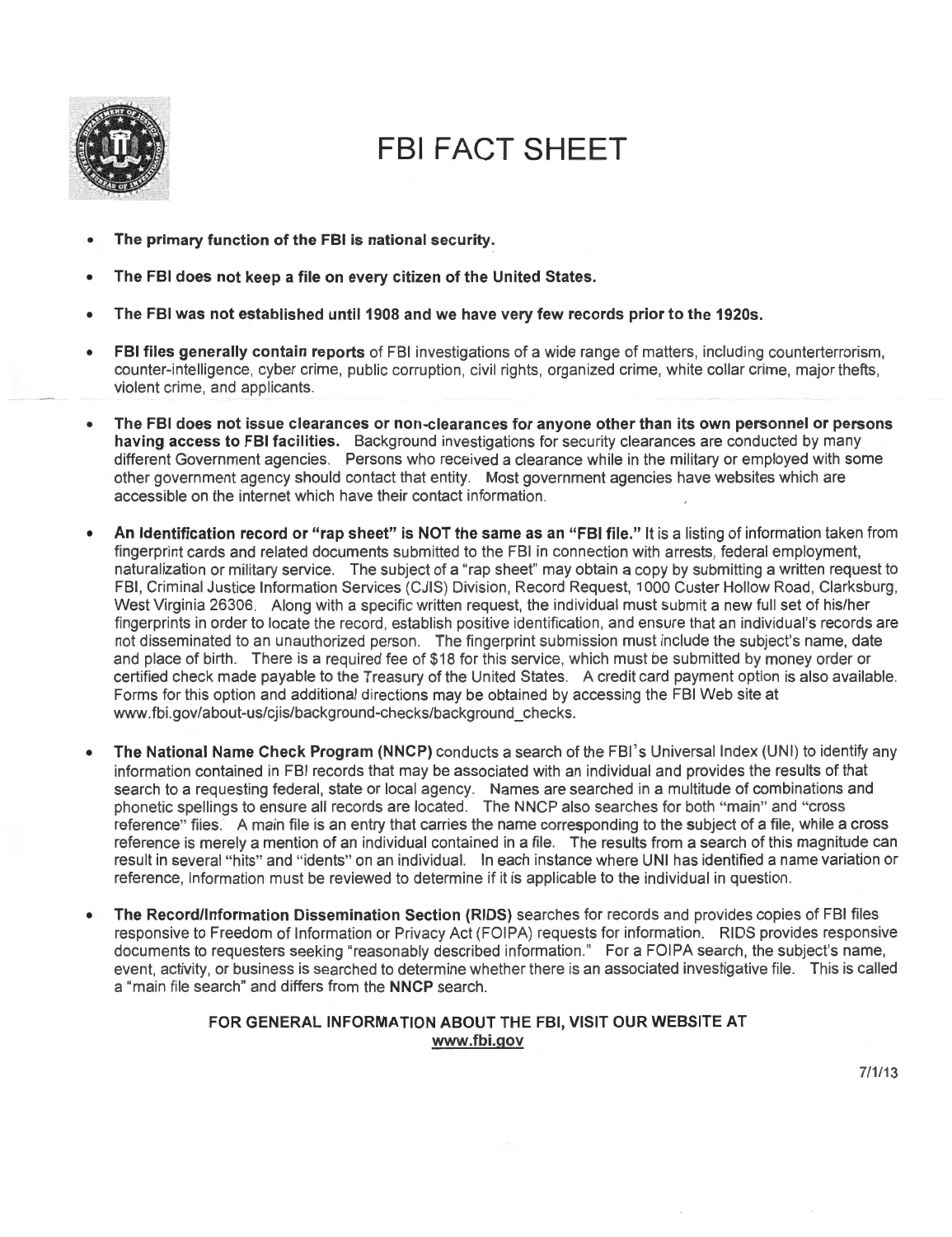# FBI FACT SHEET

- **The primary function of the FBI is national security.**
- **The FBI does not keep a file on every citizen of the United States.**
- **The FBI was not established until 1908 and we have very few records prior to the 1920s.**
- **FBI files generally contain reports** of FBI investigations of a wide range of matters, including counterterrorism, counter-intelligence, cyber crime, public corruption, civil rights, organized crime, white collar crime, major thefts, violent crime, and applicants.
- **The FBI does not issue clearances or non-clearances for anyone other than its own personnel or persons having access to FBI facilities.** Background investigations for security clearances are conducted by many different Government agencies. Persons who received a clearance while in the military or employed with some other government agency should contact that entity. Most government agencies have websites which are accessible on the internet which have their contact information.
- **An identification record or "rap sheet" is NOT the same as an "FBI file."** It is a listing of information taken from fingerprint cards and related documents submitted to the FBI in connection with arrests, federal employment, naturalization or military service. The subject of a "rap sheet" may obtain a copy by submitting a written request to FBI, Criminal Justice Information Services (CJIS) Division, Record Request, 1000 Custer Hollow Road, Clarksburg, West Virginia 26306. Along with a specific written request, the individual must submit a new full set of his/her fingerprints in order to locate the record, establish positive identification, and ensure that an individual's records are not disseminated to an unauthorized person. The fingerprint submission must include the subject's name, date and place of birth. There is a required fee of $18 for this service, which must be submitted by money order or certified check made payable to the Treasury of the United States. A credit card payment option is also available. Forms for this option and additional directions may be obtained by accessing the FBI Web site at www.fbi.gov/about-us/cjis/background-checks/background_checks.
- **The National Name Check Program (NNCP)** conducts a search of the FBI's Universal Index (UNI) to identify any information contained in FBI records that may be associated with an individual and provides the results of that search to a requesting federal, state or local agency. Names are searched in a multitude of combinations and phonetic spellings to ensure all records are located. The NNCP also searches for both "main" and "cross reference" files. A main file is an entry that carries the name corresponding to the subject of a file, while a cross reference is merely a mention of an individual contained in a file. The results from a search of this magnitude can result in several "hits" and "idents" on an individual. In each instance where UNI has identified a name variation or reference, information must be reviewed to determine if it is applicable to the individual in question.
- **The Record/Information Dissemination Section (RIDS)** searches for records and provides copies of FBI files responsive to Freedom of Information or Privacy Act (FOIPA) requests for information. RIDS provides responsive documents to requesters seeking "reasonably described information." For a FOIPA search, the subject's name, event, activity, or business is searched to determine whether there is an associated investigative file. This is called a "main file search" and differs from the **NNCP** search.

**FOR GENERAL INFORMATION ABOUT THE FBI, VISIT OUR WEBSITE AT www.fbi.gov**

7/1/13